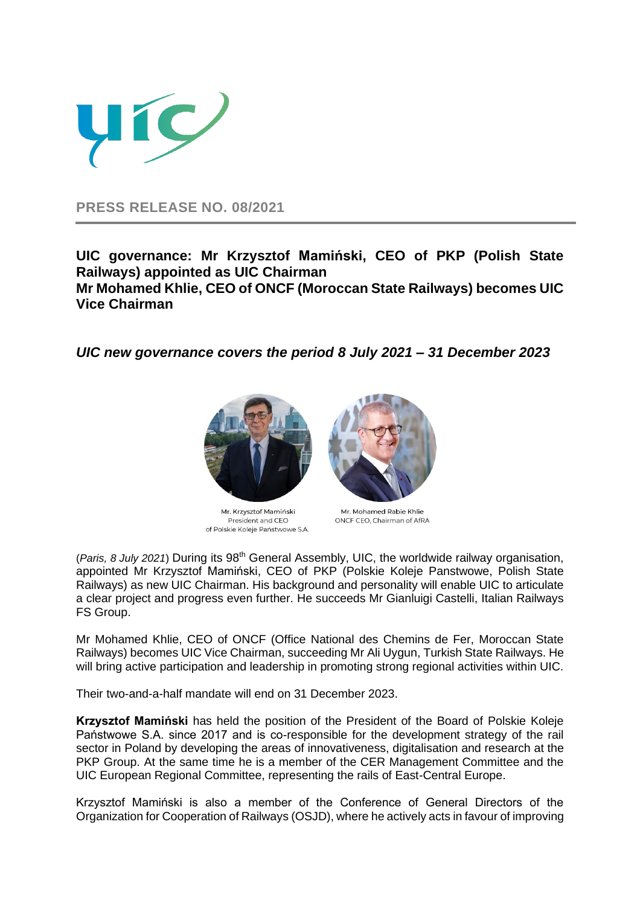**PRESS RELEASE NO. 08/2021**

# UIC governance: Mr Krzysztof Mamiński, CEO of PKP (Polish State Railways) appointed as UIC Chairman
# Mr Mohamed Khlie, CEO of ONCF (Moroccan State Railways) becomes UIC Vice Chairman

## *UIC new governance covers the period 8 July 2021 – 31 December 2023*

Mr. Krzysztof Mamiński
President and CEO
of Polskie Koleje Państwowe S.A.

Mr. Mohamed Rabie Khlie
ONCF CEO, Chairman of AfRA

(*Paris, 8 July 2021*) During its 98th General Assembly, UIC, the worldwide railway organisation, appointed Mr Krzysztof Mamiński, CEO of PKP (Polskie Koleje Panstwowe, Polish State Railways) as new UIC Chairman. His background and personality will enable UIC to articulate a clear project and progress even further. He succeeds Mr Gianluigi Castelli, Italian Railways FS Group.

Mr Mohamed Khlie, CEO of ONCF (Office National des Chemins de Fer, Moroccan State Railways) becomes UIC Vice Chairman, succeeding Mr Ali Uygun, Turkish State Railways. He will bring active participation and leadership in promoting strong regional activities within UIC.

Their two-and-a-half mandate will end on 31 December 2023.

**Krzysztof Mamiński** has held the position of the President of the Board of Polskie Koleje Państwowe S.A. since 2017 and is co-responsible for the development strategy of the rail sector in Poland by developing the areas of innovativeness, digitalisation and research at the PKP Group. At the same time he is a member of the CER Management Committee and the UIC European Regional Committee, representing the rails of East-Central Europe.

Krzysztof Mamiński is also a member of the Conference of General Directors of the Organization for Cooperation of Railways (OSJD), where he actively acts in favour of improving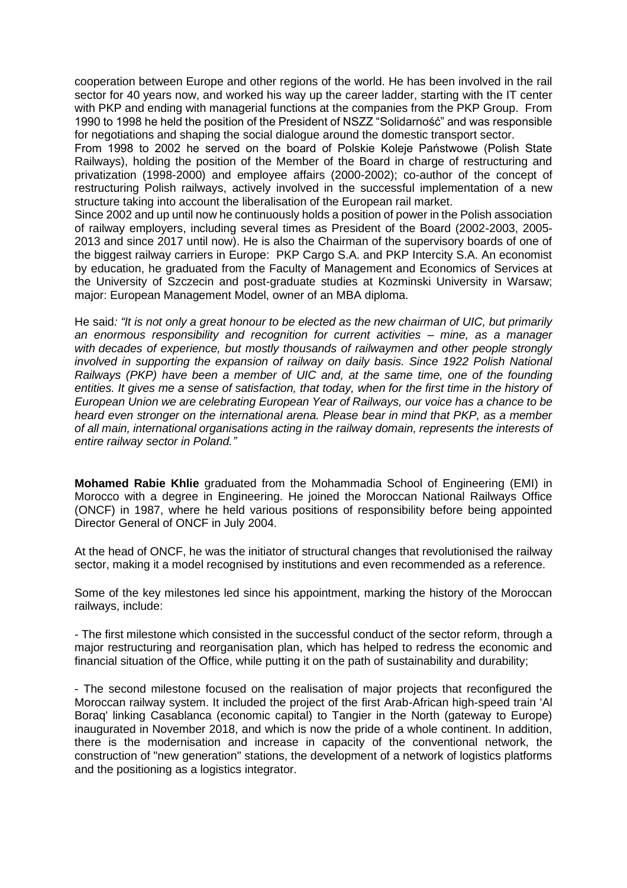cooperation between Europe and other regions of the world. He has been involved in the rail sector for 40 years now, and worked his way up the career ladder, starting with the IT center with PKP and ending with managerial functions at the companies from the PKP Group. From 1990 to 1998 he held the position of the President of NSZZ "Solidarność" and was responsible for negotiations and shaping the social dialogue around the domestic transport sector.

From 1998 to 2002 he served on the board of Polskie Koleje Państwowe (Polish State Railways), holding the position of the Member of the Board in charge of restructuring and privatization (1998-2000) and employee affairs (2000-2002); co-author of the concept of restructuring Polish railways, actively involved in the successful implementation of a new structure taking into account the liberalisation of the European rail market.

Since 2002 and up until now he continuously holds a position of power in the Polish association of railway employers, including several times as President of the Board (2002-2003, 2005-2013 and since 2017 until now). He is also the Chairman of the supervisory boards of one of the biggest railway carriers in Europe: PKP Cargo S.A. and PKP Intercity S.A. An economist by education, he graduated from the Faculty of Management and Economics of Services at the University of Szczecin and post-graduate studies at Kozminski University in Warsaw; major: European Management Model, owner of an MBA diploma.

He said*: "It is not only a great honour to be elected as the new chairman of UIC, but primarily an enormous responsibility and recognition for current activities – mine, as a manager with decades of experience, but mostly thousands of railwaymen and other people strongly involved in supporting the expansion of railway on daily basis. Since 1922 Polish National Railways (PKP) have been a member of UIC and, at the same time, one of the founding entities. It gives me a sense of satisfaction, that today, when for the first time in the history of European Union we are celebrating European Year of Railways, our voice has a chance to be heard even stronger on the international arena. Please bear in mind that PKP, as a member of all main, international organisations acting in the railway domain, represents the interests of entire railway sector in Poland."*

**Mohamed Rabie Khlie** graduated from the Mohammadia School of Engineering (EMI) in Morocco with a degree in Engineering. He joined the Moroccan National Railways Office (ONCF) in 1987, where he held various positions of responsibility before being appointed Director General of ONCF in July 2004.

At the head of ONCF, he was the initiator of structural changes that revolutionised the railway sector, making it a model recognised by institutions and even recommended as a reference.

Some of the key milestones led since his appointment, marking the history of the Moroccan railways, include:

- The first milestone which consisted in the successful conduct of the sector reform, through a major restructuring and reorganisation plan, which has helped to redress the economic and financial situation of the Office, while putting it on the path of sustainability and durability;

- The second milestone focused on the realisation of major projects that reconfigured the Moroccan railway system. It included the project of the first Arab-African high-speed train 'Al Boraq' linking Casablanca (economic capital) to Tangier in the North (gateway to Europe) inaugurated in November 2018, and which is now the pride of a whole continent. In addition, there is the modernisation and increase in capacity of the conventional network, the construction of "new generation" stations, the development of a network of logistics platforms and the positioning as a logistics integrator.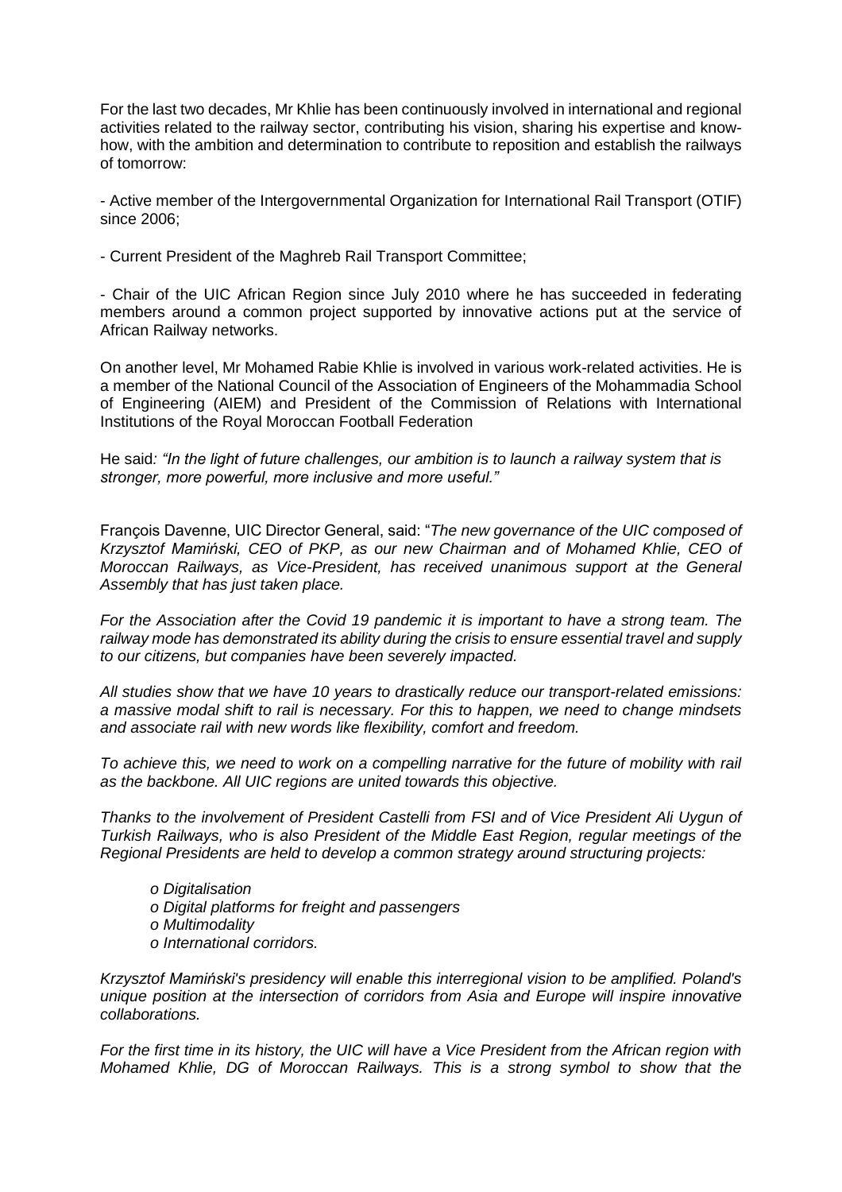For the last two decades, Mr Khlie has been continuously involved in international and regional activities related to the railway sector, contributing his vision, sharing his expertise and know-how, with the ambition and determination to contribute to reposition and establish the railways of tomorrow:

- Active member of the Intergovernmental Organization for International Rail Transport (OTIF) since 2006;

- Current President of the Maghreb Rail Transport Committee;

- Chair of the UIC African Region since July 2010 where he has succeeded in federating members around a common project supported by innovative actions put at the service of African Railway networks.

On another level, Mr Mohamed Rabie Khlie is involved in various work-related activities. He is a member of the National Council of the Association of Engineers of the Mohammadia School of Engineering (AIEM) and President of the Commission of Relations with International Institutions of the Royal Moroccan Football Federation

He said*: "In the light of future challenges, our ambition is to launch a railway system that is stronger, more powerful, more inclusive and more useful."*

François Davenne, UIC Director General, said: "*The new governance of the UIC composed of Krzysztof Mamiński, CEO of PKP, as our new Chairman and of Mohamed Khlie, CEO of Moroccan Railways, as Vice-President, has received unanimous support at the General Assembly that has just taken place.*

*For the Association after the Covid 19 pandemic it is important to have a strong team. The railway mode has demonstrated its ability during the crisis to ensure essential travel and supply to our citizens, but companies have been severely impacted.*

*All studies show that we have 10 years to drastically reduce our transport-related emissions: a massive modal shift to rail is necessary. For this to happen, we need to change mindsets and associate rail with new words like flexibility, comfort and freedom.*

*To achieve this, we need to work on a compelling narrative for the future of mobility with rail as the backbone. All UIC regions are united towards this objective.*

*Thanks to the involvement of President Castelli from FSI and of Vice President Ali Uygun of Turkish Railways, who is also President of the Middle East Region, regular meetings of the Regional Presidents are held to develop a common strategy around structuring projects:*

- *Digitalisation*
- *Digital platforms for freight and passengers*
- *Multimodality*
- *International corridors.*

*Krzysztof Mamiński's presidency will enable this interregional vision to be amplified. Poland's unique position at the intersection of corridors from Asia and Europe will inspire innovative collaborations.*

*For the first time in its history, the UIC will have a Vice President from the African region with Mohamed Khlie, DG of Moroccan Railways. This is a strong symbol to show that the*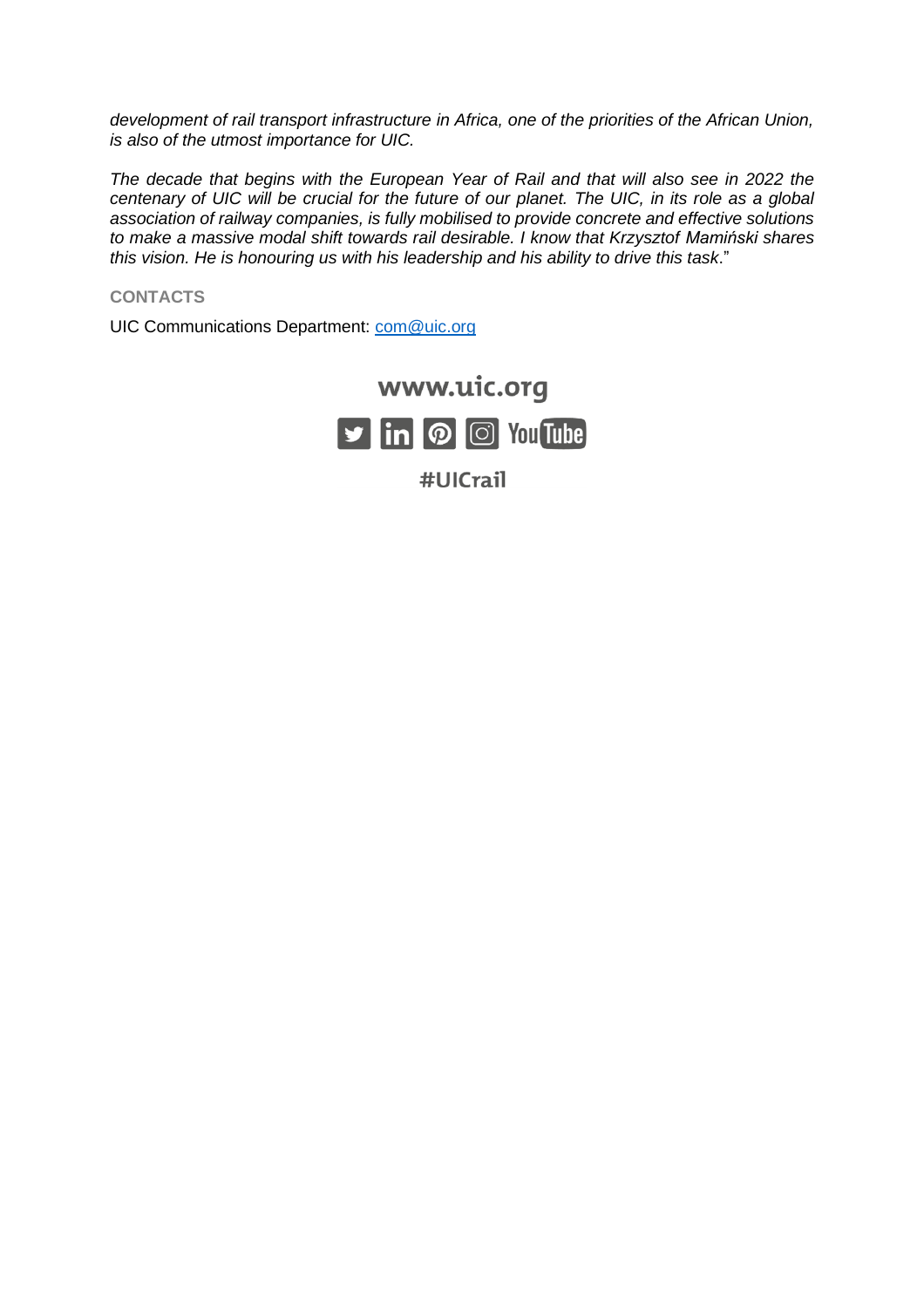*development of rail transport infrastructure in Africa, one of the priorities of the African Union, is also of the utmost importance for UIC.*

*The decade that begins with the European Year of Rail and that will also see in 2022 the centenary of UIC will be crucial for the future of our planet. The UIC, in its role as a global association of railway companies, is fully mobilised to provide concrete and effective solutions to make a massive modal shift towards rail desirable. I know that Krzysztof Mamiński shares this vision. He is honouring us with his leadership and his ability to drive this task*."

**CONTACTS**

UIC Communications Department: [com@uic.org](mailto:com@uic.org)

www.uic.org

#UICrail